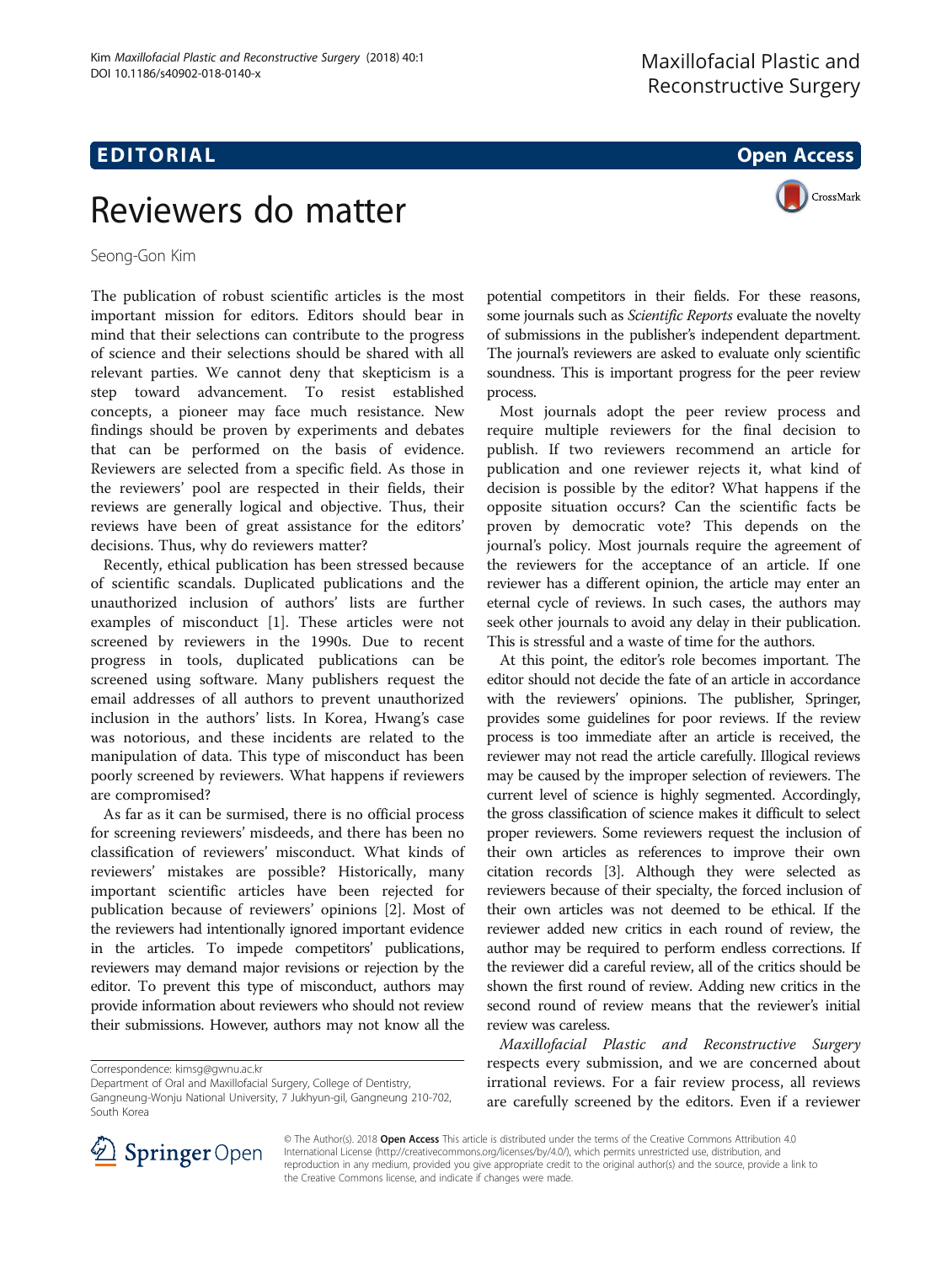EDITORIAL

Open Access

# Reviewers do matter

Seong-Gon Kim

The publication of robust scientific articles is the most important mission for editors. Editors should bear in mind that their selections can contribute to the progress of science and their selections should be shared with all relevant parties. We cannot deny that skepticism is a step toward advancement. To resist established concepts, a pioneer may face much resistance. New findings should be proven by experiments and debates that can be performed on the basis of evidence. Reviewers are selected from a specific field. As those in the reviewers' pool are respected in their fields, their reviews are generally logical and objective. Thus, their reviews have been of great assistance for the editors' decisions. Thus, why do reviewers matter?

Recently, ethical publication has been stressed because of scientific scandals. Duplicated publications and the unauthorized inclusion of authors' lists are further examples of misconduct [1]. These articles were not screened by reviewers in the 1990s. Due to recent progress in tools, duplicated publications can be screened using software. Many publishers request the email addresses of all authors to prevent unauthorized inclusion in the authors' lists. In Korea, Hwang's case was notorious, and these incidents are related to the manipulation of data. This type of misconduct has been poorly screened by reviewers. What happens if reviewers are compromised?

As far as it can be surmised, there is no official process for screening reviewers' misdeeds, and there has been no classification of reviewers' misconduct. What kinds of reviewers' mistakes are possible? Historically, many important scientific articles have been rejected for publication because of reviewers' opinions [2]. Most of the reviewers had intentionally ignored important evidence in the articles. To impede competitors' publications, reviewers may demand major revisions or rejection by the editor. To prevent this type of misconduct, authors may provide information about reviewers who should not review their submissions. However, authors may not know all the potential competitors in their fields. For these reasons, some journals such as *Scientific Reports* evaluate the novelty of submissions in the publisher's independent department. The journal's reviewers are asked to evaluate only scientific soundness. This is important progress for the peer review process.

Most journals adopt the peer review process and require multiple reviewers for the final decision to publish. If two reviewers recommend an article for publication and one reviewer rejects it, what kind of decision is possible by the editor? What happens if the opposite situation occurs? Can the scientific facts be proven by democratic vote? This depends on the journal's policy. Most journals require the agreement of the reviewers for the acceptance of an article. If one reviewer has a different opinion, the article may enter an eternal cycle of reviews. In such cases, the authors may seek other journals to avoid any delay in their publication. This is stressful and a waste of time for the authors.

At this point, the editor's role becomes important. The editor should not decide the fate of an article in accordance with the reviewers' opinions. The publisher, Springer, provides some guidelines for poor reviews. If the review process is too immediate after an article is received, the reviewer may not read the article carefully. Illogical reviews may be caused by the improper selection of reviewers. The current level of science is highly segmented. Accordingly, the gross classification of science makes it difficult to select proper reviewers. Some reviewers request the inclusion of their own articles as references to improve their own citation records [3]. Although they were selected as reviewers because of their specialty, the forced inclusion of their own articles was not deemed to be ethical. If the reviewer added new critics in each round of review, the author may be required to perform endless corrections. If the reviewer did a careful review, all of the critics should be shown the first round of review. Adding new critics in the second round of review means that the reviewer's initial review was careless.

*Maxillofacial Plastic and Reconstructive Surgery* respects every submission, and we are concerned about irrational reviews. For a fair review process, all reviews are carefully screened by the editors. Even if a reviewer

Correspondence: kimsg@gwnu.ac.kr

Department of Oral and Maxillofacial Surgery, College of Dentistry, Gangneung-Wonju National University, 7 Jukhyun-gil, Gangneung 210-702, South Korea

© The Author(s). 2018 **Open Access** This article is distributed under the terms of the Creative Commons Attribution 4.0 International License (http://creativecommons.org/licenses/by/4.0/), which permits unrestricted use, distribution, and reproduction in any medium, provided you give appropriate credit to the original author(s) and the source, provide a link to the Creative Commons license, and indicate if changes were made.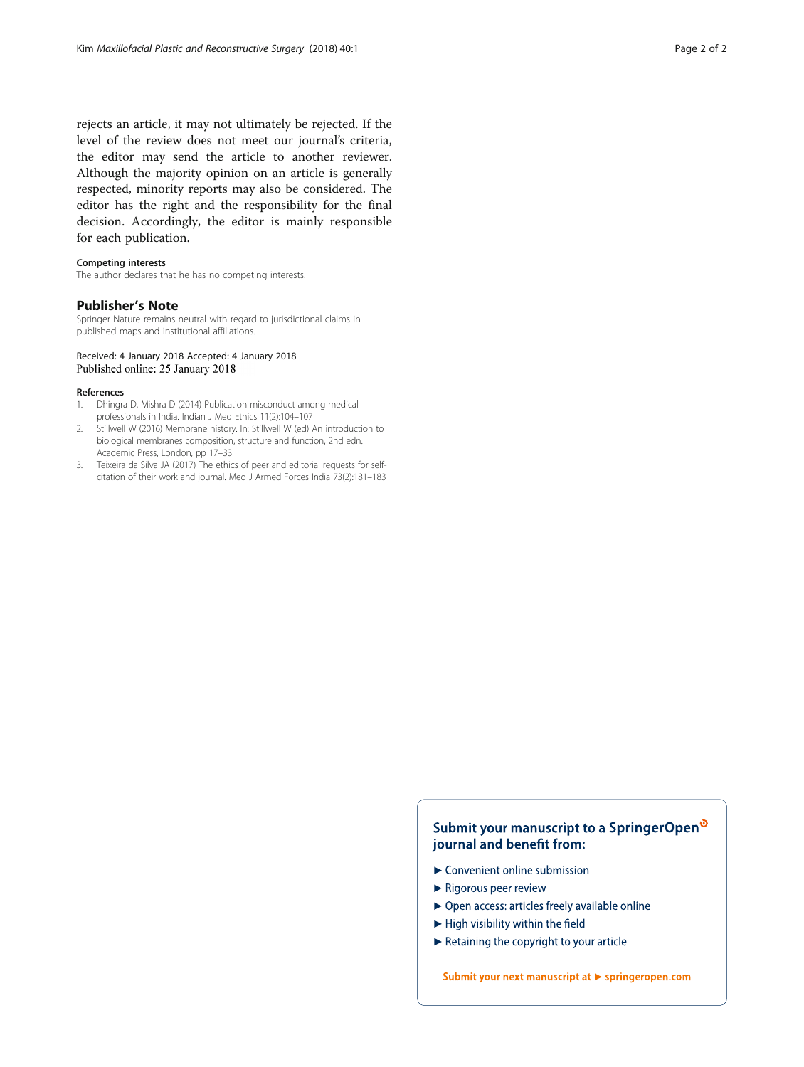rejects an article, it may not ultimately be rejected. If the level of the review does not meet our journal's criteria, the editor may send the article to another reviewer. Although the majority opinion on an article is generally respected, minority reports may also be considered. The editor has the right and the responsibility for the final decision. Accordingly, the editor is mainly responsible for each publication.

#### Competing interests

The author declares that he has no competing interests.

### Publisher's Note

Springer Nature remains neutral with regard to jurisdictional claims in published maps and institutional affiliations.

Received: 4 January 2018 Accepted: 4 January 2018
Published online: 25 January 2018

#### References

1. Dhingra D, Mishra D (2014) Publication misconduct among medical professionals in India. Indian J Med Ethics 11(2):104–107
2. Stillwell W (2016) Membrane history. In: Stillwell W (ed) An introduction to biological membranes composition, structure and function, 2nd edn. Academic Press, London, pp 17–33
3. Teixeira da Silva JA (2017) The ethics of peer and editorial requests for self-citation of their work and journal. Med J Armed Forces India 73(2):181–183

**Submit your manuscript to a SpringerOpen journal and benefit from:**

- ► Convenient online submission
- ► Rigorous peer review
- ► Open access: articles freely available online
- ► High visibility within the field
- ► Retaining the copyright to your article

**Submit your next manuscript at ► springeropen.com**